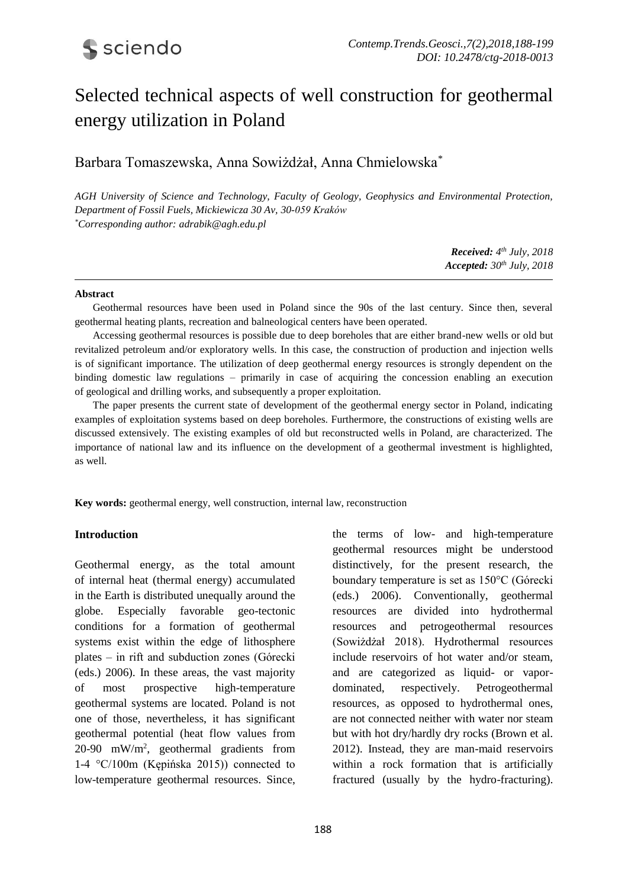# Selected technical aspects of well construction for geothermal energy utilization in Poland

Barbara Tomaszewska, Anna Sowiżdżał, Anna Chmielowska[*]

*AGH University of Science and Technology, Faculty of Geology, Geophysics and Environmental Protection, Department of Fossil Fuels, Mickiewicza 30 Av, 30-059 Kraków*
*[*]Corresponding author: adrabik@agh.edu.pl*

***Received:** 4[th] July, 2018*
***Accepted:** 30[th] July, 2018*

---

**Abstract**

Geothermal resources have been used in Poland since the 90s of the last century. Since then, several geothermal heating plants, recreation and balneological centers have been operated.

Accessing geothermal resources is possible due to deep boreholes that are either brand-new wells or old but revitalized petroleum and/or exploratory wells. In this case, the construction of production and injection wells is of significant importance. The utilization of deep geothermal energy resources is strongly dependent on the binding domestic law regulations – primarily in case of acquiring the concession enabling an execution of geological and drilling works, and subsequently a proper exploitation.

The paper presents the current state of development of the geothermal energy sector in Poland, indicating examples of exploitation systems based on deep boreholes. Furthermore, the constructions of existing wells are discussed extensively. The existing examples of old but reconstructed wells in Poland, are characterized. The importance of national law and its influence on the development of a geothermal investment is highlighted, as well.

**Key words:** geothermal energy, well construction, internal law, reconstruction

## Introduction

Geothermal energy, as the total amount of internal heat (thermal energy) accumulated in the Earth is distributed unequally around the globe. Especially favorable geo-tectonic conditions for a formation of geothermal systems exist within the edge of lithosphere plates – in rift and subduction zones (Górecki (eds.) 2006). In these areas, the vast majority of most prospective high-temperature geothermal systems are located. Poland is not one of those, nevertheless, it has significant geothermal potential (heat flow values from 20-90 mW/m$^2$, geothermal gradients from 1-4 °C/100m (Kępińska 2015)) connected to low-temperature geothermal resources. Since, the terms of low- and high-temperature geothermal resources might be understood distinctively, for the present research, the boundary temperature is set as 150°C (Górecki (eds.) 2006). Conventionally, geothermal resources are divided into hydrothermal resources and petrogeothermal resources (Sowiżdżał 2018). Hydrothermal resources include reservoirs of hot water and/or steam, and are categorized as liquid- or vapor-dominated, respectively. Petrogeothermal resources, as opposed to hydrothermal ones, are not connected neither with water nor steam but with hot dry/hardly dry rocks (Brown et al. 2012). Instead, they are man-maid reservoirs within a rock formation that is artificially fractured (usually by the hydro-fracturing).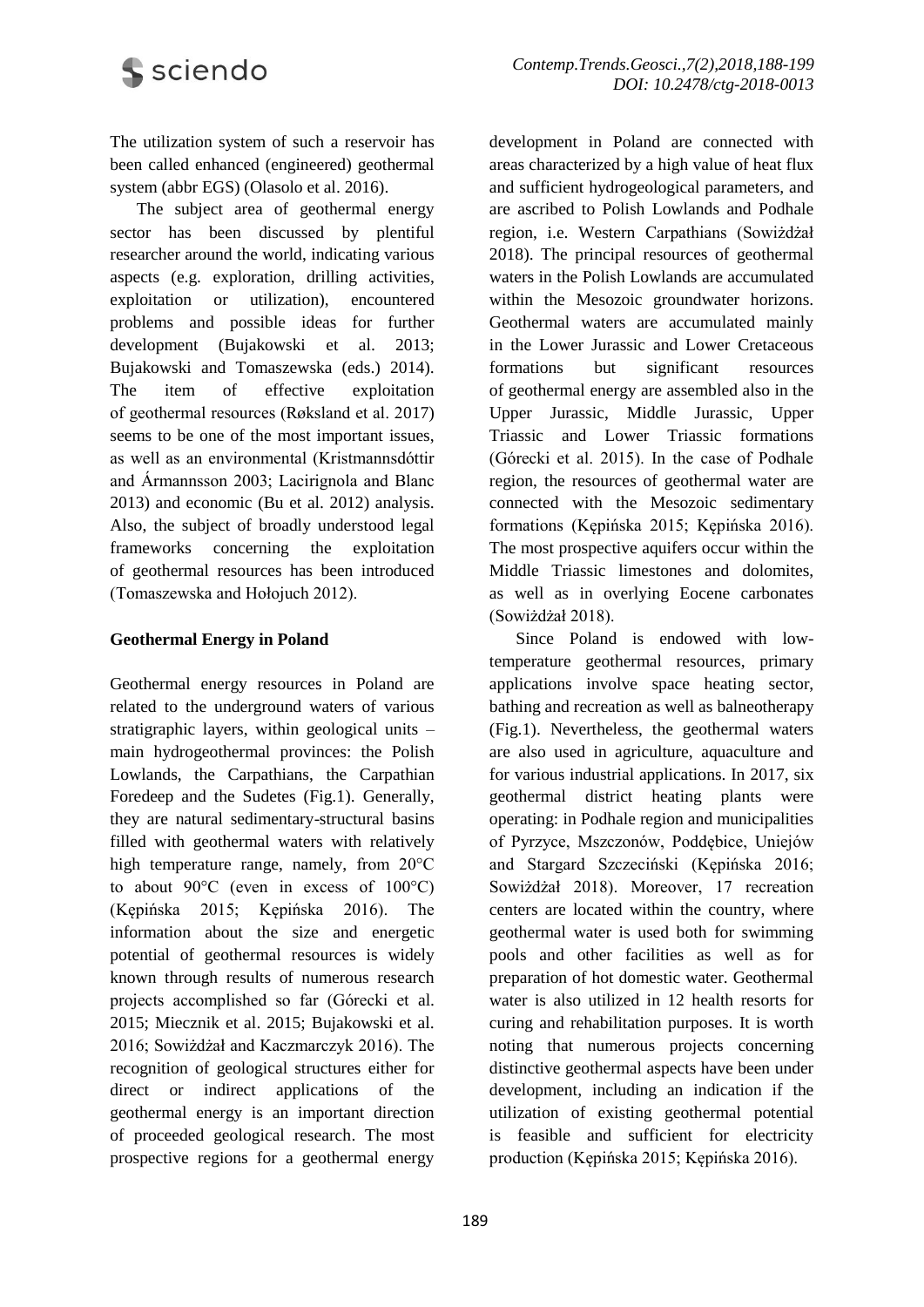The utilization system of such a reservoir has been called enhanced (engineered) geothermal system (abbr EGS) (Olasolo et al. 2016).

The subject area of geothermal energy sector has been discussed by plentiful researcher around the world, indicating various aspects (e.g. exploration, drilling activities, exploitation or utilization), encountered problems and possible ideas for further development (Bujakowski et al. 2013; Bujakowski and Tomaszewska (eds.) 2014). The item of effective exploitation of geothermal resources (Røksland et al. 2017) seems to be one of the most important issues, as well as an environmental (Kristmannsdóttir and Ármannsson 2003; Lacirignola and Blanc 2013) and economic (Bu et al. 2012) analysis. Also, the subject of broadly understood legal frameworks concerning the exploitation of geothermal resources has been introduced (Tomaszewska and Hołojuch 2012).

## Geothermal Energy in Poland

Geothermal energy resources in Poland are related to the underground waters of various stratigraphic layers, within geological units – main hydrogeothermal provinces: the Polish Lowlands, the Carpathians, the Carpathian Foredeep and the Sudetes (Fig.1). Generally, they are natural sedimentary-structural basins filled with geothermal waters with relatively high temperature range, namely, from 20°C to about 90°C (even in excess of 100°C) (Kępińska 2015; Kępińska 2016). The information about the size and energetic potential of geothermal resources is widely known through results of numerous research projects accomplished so far (Górecki et al. 2015; Miecznik et al. 2015; Bujakowski et al. 2016; Sowiżdżał and Kaczmarczyk 2016). The recognition of geological structures either for direct or indirect applications of the geothermal energy is an important direction of proceeded geological research. The most prospective regions for a geothermal energy development in Poland are connected with areas characterized by a high value of heat flux and sufficient hydrogeological parameters, and are ascribed to Polish Lowlands and Podhale region, i.e. Western Carpathians (Sowiżdżał 2018). The principal resources of geothermal waters in the Polish Lowlands are accumulated within the Mesozoic groundwater horizons. Geothermal waters are accumulated mainly in the Lower Jurassic and Lower Cretaceous formations but significant resources of geothermal energy are assembled also in the Upper Jurassic, Middle Jurassic, Upper Triassic and Lower Triassic formations (Górecki et al. 2015). In the case of Podhale region, the resources of geothermal water are connected with the Mesozoic sedimentary formations (Kępińska 2015; Kępińska 2016). The most prospective aquifers occur within the Middle Triassic limestones and dolomites, as well as in overlying Eocene carbonates (Sowiżdżał 2018).

Since Poland is endowed with low-temperature geothermal resources, primary applications involve space heating sector, bathing and recreation as well as balneotherapy (Fig.1). Nevertheless, the geothermal waters are also used in agriculture, aquaculture and for various industrial applications. In 2017, six geothermal district heating plants were operating: in Podhale region and municipalities of Pyrzyce, Mszczonów, Poddębice, Uniejów and Stargard Szczeciński (Kępińska 2016; Sowiżdżał 2018). Moreover, 17 recreation centers are located within the country, where geothermal water is used both for swimming pools and other facilities as well as for preparation of hot domestic water. Geothermal water is also utilized in 12 health resorts for curing and rehabilitation purposes. It is worth noting that numerous projects concerning distinctive geothermal aspects have been under development, including an indication if the utilization of existing geothermal potential is feasible and sufficient for electricity production (Kępińska 2015; Kępińska 2016).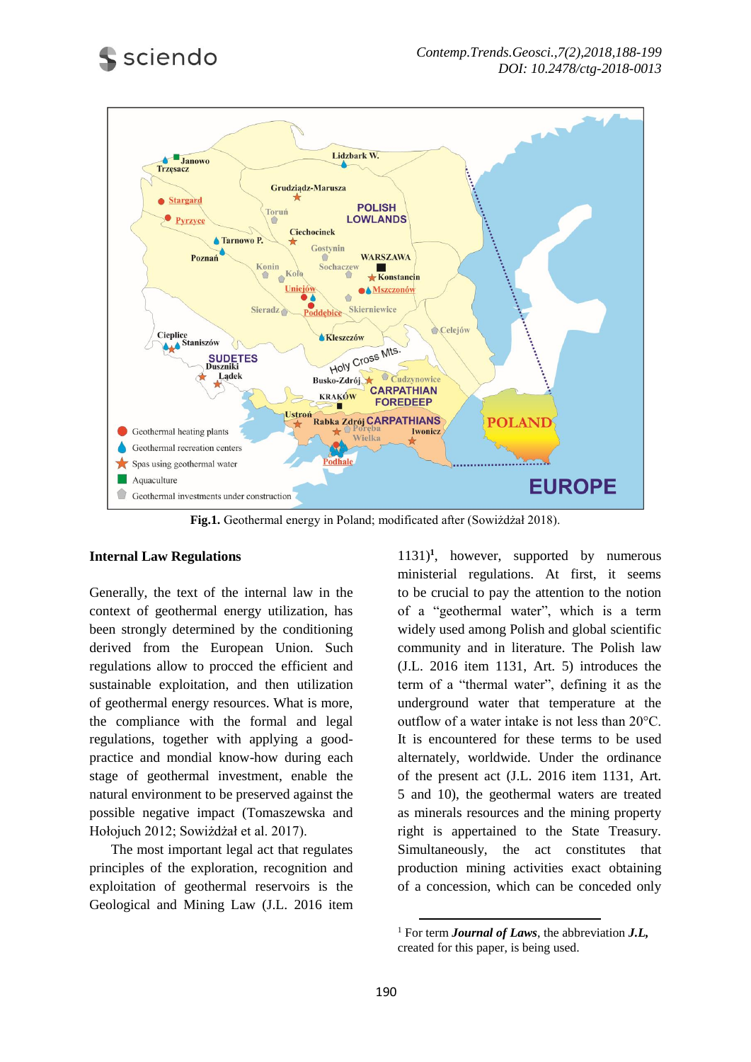**Fig.1.** Geothermal energy in Poland; modificated after (Sowiżdżał 2018).

## Internal Law Regulations

Generally, the text of the internal law in the context of geothermal energy utilization, has been strongly determined by the conditioning derived from the European Union. Such regulations allow to procced the efficient and sustainable exploitation, and then utilization of geothermal energy resources. What is more, the compliance with the formal and legal regulations, together with applying a good-practice and mondial know-how during each stage of geothermal investment, enable the natural environment to be preserved against the possible negative impact (Tomaszewska and Hołojuch 2012; Sowiżdżał et al. 2017).

The most important legal act that regulates principles of the exploration, recognition and exploitation of geothermal reservoirs is the Geological and Mining Law (J.L. 2016 item 1131)[1], however, supported by numerous ministerial regulations. At first, it seems to be crucial to pay the attention to the notion of a "geothermal water", which is a term widely used among Polish and global scientific community and in literature. The Polish law (J.L. 2016 item 1131, Art. 5) introduces the term of a "thermal water", defining it as the underground water that temperature at the outflow of a water intake is not less than 20°C. It is encountered for these terms to be used alternately, worldwide. Under the ordinance of the present act (J.L. 2016 item 1131, Art. 5 and 10), the geothermal waters are treated as minerals resources and the mining property right is appertained to the State Treasury. Simultaneously, the act constitutes that production mining activities exact obtaining of a concession, which can be conceded only

[1] For term ***Journal of Laws***, the abbreviation ***J.L,*** created for this paper, is being used.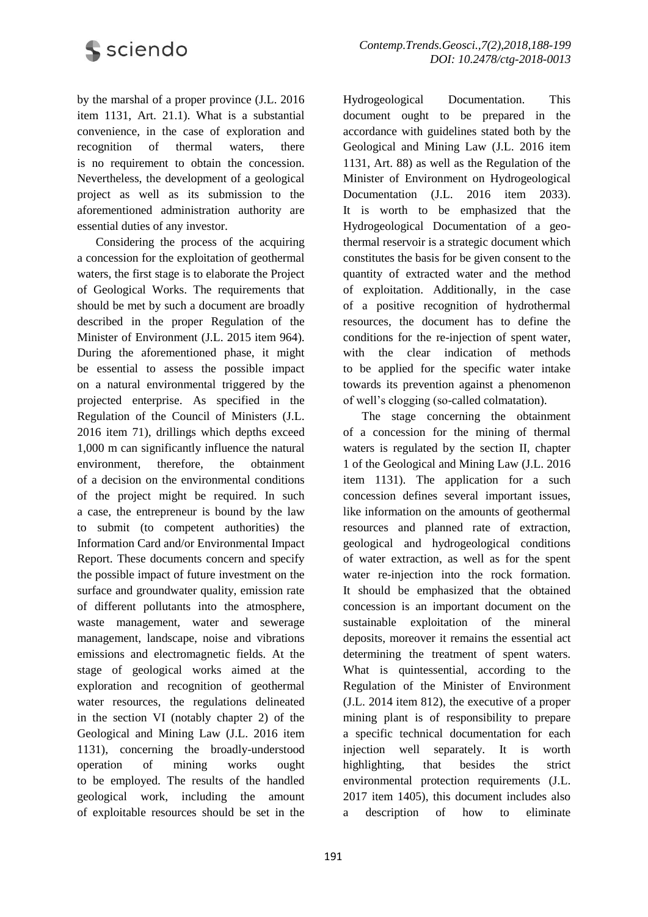by the marshal of a proper province (J.L. 2016 item 1131, Art. 21.1). What is a substantial convenience, in the case of exploration and recognition of thermal waters, there is no requirement to obtain the concession. Nevertheless, the development of a geological project as well as its submission to the aforementioned administration authority are essential duties of any investor.

Considering the process of the acquiring a concession for the exploitation of geothermal waters, the first stage is to elaborate the Project of Geological Works. The requirements that should be met by such a document are broadly described in the proper Regulation of the Minister of Environment (J.L. 2015 item 964). During the aforementioned phase, it might be essential to assess the possible impact on a natural environmental triggered by the projected enterprise. As specified in the Regulation of the Council of Ministers (J.L. 2016 item 71), drillings which depths exceed 1,000 m can significantly influence the natural environment, therefore, the obtainment of a decision on the environmental conditions of the project might be required. In such a case, the entrepreneur is bound by the law to submit (to competent authorities) the Information Card and/or Environmental Impact Report. These documents concern and specify the possible impact of future investment on the surface and groundwater quality, emission rate of different pollutants into the atmosphere, waste management, water and sewerage management, landscape, noise and vibrations emissions and electromagnetic fields. At the stage of geological works aimed at the exploration and recognition of geothermal water resources, the regulations delineated in the section VI (notably chapter 2) of the Geological and Mining Law (J.L. 2016 item 1131), concerning the broadly-understood operation of mining works ought to be employed. The results of the handled geological work, including the amount of exploitable resources should be set in the Hydrogeological Documentation. This document ought to be prepared in the accordance with guidelines stated both by the Geological and Mining Law (J.L. 2016 item 1131, Art. 88) as well as the Regulation of the Minister of Environment on Hydrogeological Documentation (J.L. 2016 item 2033). It is worth to be emphasized that the Hydrogeological Documentation of a geothermal reservoir is a strategic document which constitutes the basis for be given consent to the quantity of extracted water and the method of exploitation. Additionally, in the case of a positive recognition of hydrothermal resources, the document has to define the conditions for the re-injection of spent water, with the clear indication of methods to be applied for the specific water intake towards its prevention against a phenomenon of well's clogging (so-called colmatation).

The stage concerning the obtainment of a concession for the mining of thermal waters is regulated by the section II, chapter 1 of the Geological and Mining Law (J.L. 2016 item 1131). The application for a such concession defines several important issues, like information on the amounts of geothermal resources and planned rate of extraction, geological and hydrogeological conditions of water extraction, as well as for the spent water re-injection into the rock formation. It should be emphasized that the obtained concession is an important document on the sustainable exploitation of the mineral deposits, moreover it remains the essential act determining the treatment of spent waters. What is quintessential, according to the Regulation of the Minister of Environment (J.L. 2014 item 812), the executive of a proper mining plant is of responsibility to prepare a specific technical documentation for each injection well separately. It is worth highlighting, that besides the strict environmental protection requirements (J.L. 2017 item 1405), this document includes also a description of how to eliminate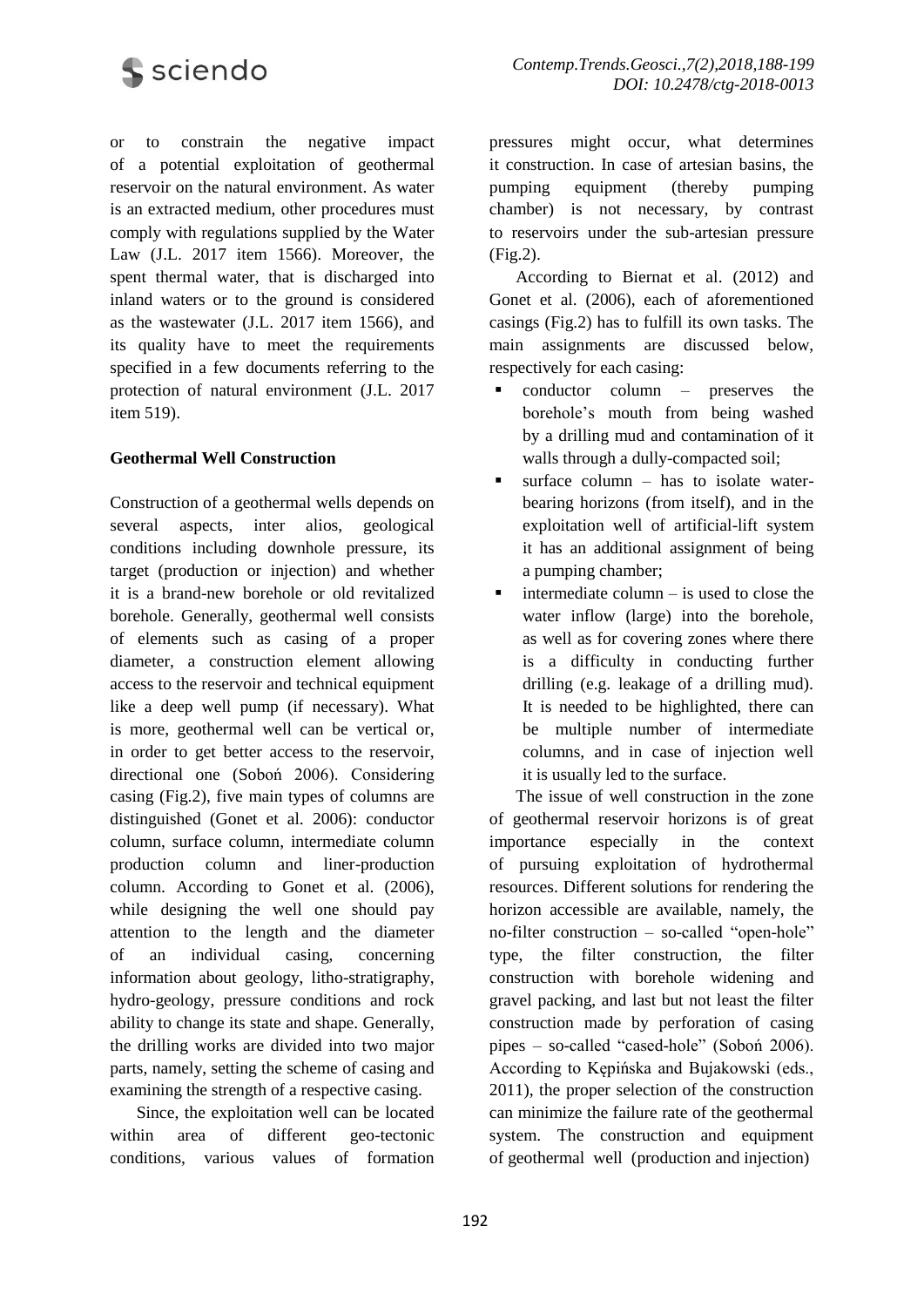or to constrain the negative impact of a potential exploitation of geothermal reservoir on the natural environment. As water is an extracted medium, other procedures must comply with regulations supplied by the Water Law (J.L. 2017 item 1566). Moreover, the spent thermal water, that is discharged into inland waters or to the ground is considered as the wastewater (J.L. 2017 item 1566), and its quality have to meet the requirements specified in a few documents referring to the protection of natural environment (J.L. 2017 item 519).

**Geothermal Well Construction**

Construction of a geothermal wells depends on several aspects, inter alios, geological conditions including downhole pressure, its target (production or injection) and whether it is a brand-new borehole or old revitalized borehole. Generally, geothermal well consists of elements such as casing of a proper diameter, a construction element allowing access to the reservoir and technical equipment like a deep well pump (if necessary). What is more, geothermal well can be vertical or, in order to get better access to the reservoir, directional one (Soboń 2006). Considering casing (Fig.2), five main types of columns are distinguished (Gonet et al. 2006): conductor column, surface column, intermediate column production column and liner-production column. According to Gonet et al. (2006), while designing the well one should pay attention to the length and the diameter of an individual casing, concerning information about geology, litho-stratigraphy, hydro-geology, pressure conditions and rock ability to change its state and shape. Generally, the drilling works are divided into two major parts, namely, setting the scheme of casing and examining the strength of a respective casing.

Since, the exploitation well can be located within area of different geo-tectonic conditions, various values of formation pressures might occur, what determines it construction. In case of artesian basins, the pumping equipment (thereby pumping chamber) is not necessary, by contrast to reservoirs under the sub-artesian pressure (Fig.2).

According to Biernat et al. (2012) and Gonet et al. (2006), each of aforementioned casings (Fig.2) has to fulfill its own tasks. The main assignments are discussed below, respectively for each casing:

- conductor column – preserves the borehole's mouth from being washed by a drilling mud and contamination of it walls through a dully-compacted soil;
- surface column – has to isolate water-bearing horizons (from itself), and in the exploitation well of artificial-lift system it has an additional assignment of being a pumping chamber;
- intermediate column – is used to close the water inflow (large) into the borehole, as well as for covering zones where there is a difficulty in conducting further drilling (e.g. leakage of a drilling mud). It is needed to be highlighted, there can be multiple number of intermediate columns, and in case of injection well it is usually led to the surface.

The issue of well construction in the zone of geothermal reservoir horizons is of great importance especially in the context of pursuing exploitation of hydrothermal resources. Different solutions for rendering the horizon accessible are available, namely, the no-filter construction – so-called "open-hole" type, the filter construction, the filter construction with borehole widening and gravel packing, and last but not least the filter construction made by perforation of casing pipes – so-called "cased-hole" (Soboń 2006). According to Kępińska and Bujakowski (eds., 2011), the proper selection of the construction can minimize the failure rate of the geothermal system. The construction and equipment of geothermal well (production and injection)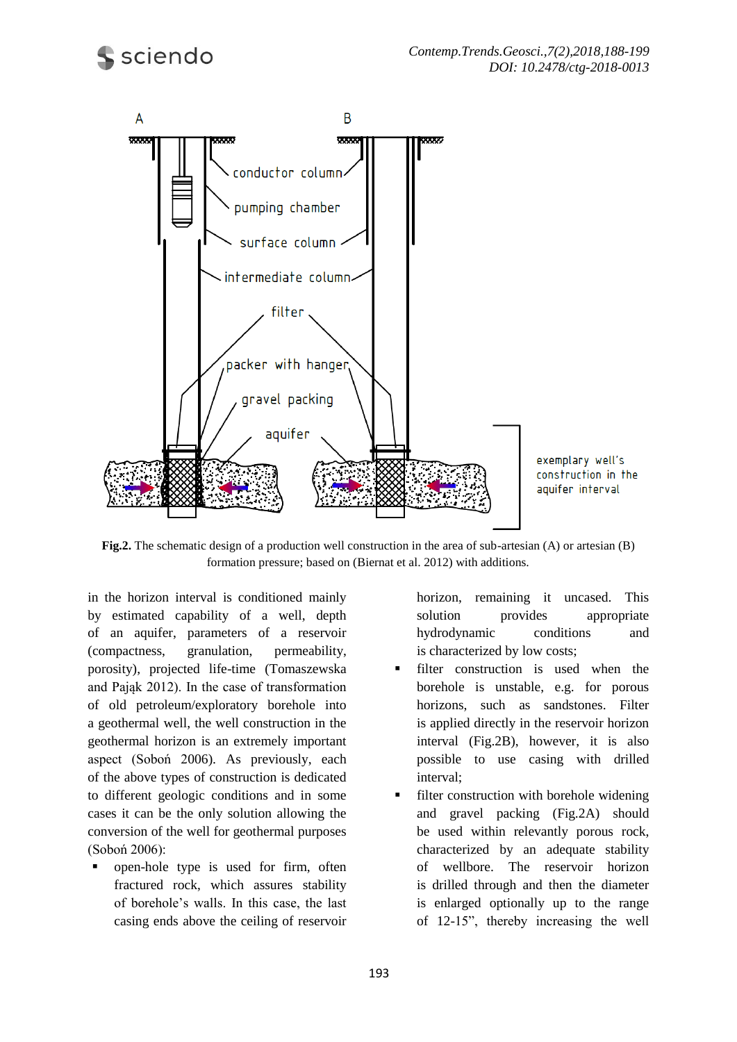**Fig.2.** The schematic design of a production well construction in the area of sub-artesian (A) or artesian (B) formation pressure; based on (Biernat et al. 2012) with additions.

in the horizon interval is conditioned mainly by estimated capability of a well, depth of an aquifer, parameters of a reservoir (compactness, granulation, permeability, porosity), projected life-time (Tomaszewska and Pająk 2012). In the case of transformation of old petroleum/exploratory borehole into a geothermal well, the well construction in the geothermal horizon is an extremely important aspect (Soboń 2006). As previously, each of the above types of construction is dedicated to different geologic conditions and in some cases it can be the only solution allowing the conversion of the well for geothermal purposes (Soboń 2006):

- open-hole type is used for firm, often fractured rock, which assures stability of borehole's walls. In this case, the last casing ends above the ceiling of reservoir horizon, remaining it uncased. This solution provides appropriate hydrodynamic conditions and is characterized by low costs;
- filter construction is used when the borehole is unstable, e.g. for porous horizons, such as sandstones. Filter is applied directly in the reservoir horizon interval (Fig.2B), however, it is also possible to use casing with drilled interval;
- filter construction with borehole widening and gravel packing (Fig.2A) should be used within relevantly porous rock, characterized by an adequate stability of wellbore. The reservoir horizon is drilled through and then the diameter is enlarged optionally up to the range of 12-15", thereby increasing the well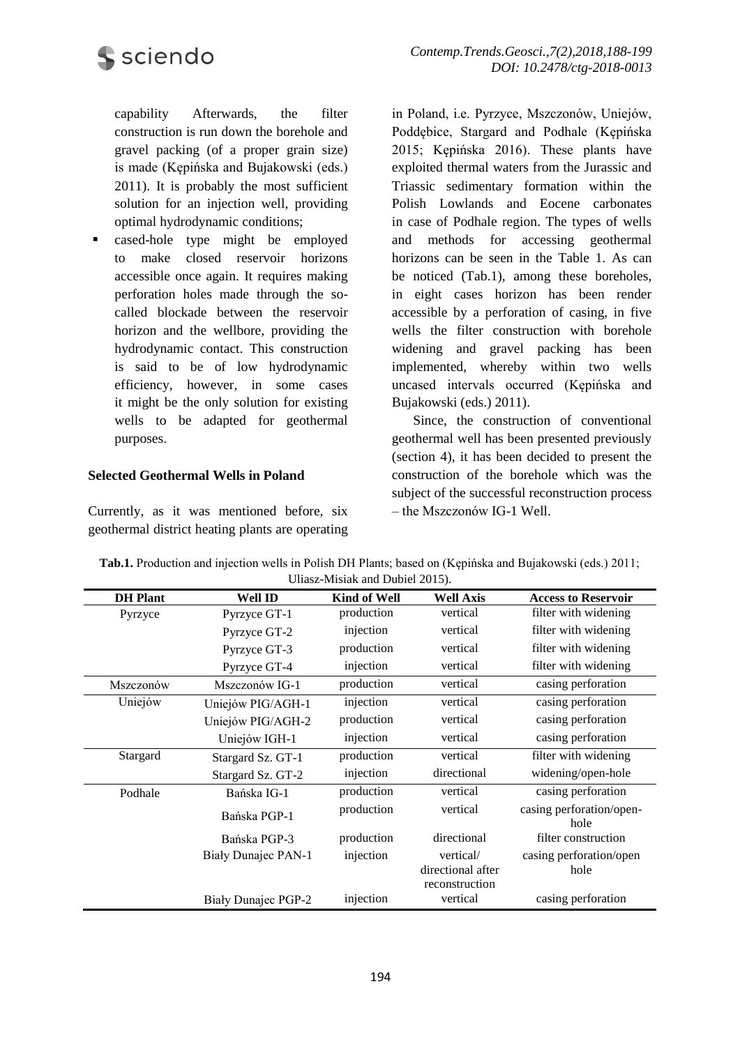capability Afterwards, the filter construction is run down the borehole and gravel packing (of a proper grain size) is made (Kępińska and Bujakowski (eds.) 2011). It is probably the most sufficient solution for an injection well, providing optimal hydrodynamic conditions;

- cased-hole type might be employed to make closed reservoir horizons accessible once again. It requires making perforation holes made through the so-called blockade between the reservoir horizon and the wellbore, providing the hydrodynamic contact. This construction is said to be of low hydrodynamic efficiency, however, in some cases it might be the only solution for existing wells to be adapted for geothermal purposes.

### Selected Geothermal Wells in Poland

Currently, as it was mentioned before, six geothermal district heating plants are operating in Poland, i.e. Pyrzyce, Mszczonów, Uniejów, Poddębice, Stargard and Podhale (Kępińska 2015; Kępińska 2016). These plants have exploited thermal waters from the Jurassic and Triassic sedimentary formation within the Polish Lowlands and Eocene carbonates in case of Podhale region. The types of wells and methods for accessing geothermal horizons can be seen in the Table 1. As can be noticed (Tab.1), among these boreholes, in eight cases horizon has been render accessible by a perforation of casing, in five wells the filter construction with borehole widening and gravel packing has been implemented, whereby within two wells uncased intervals occurred (Kępińska and Bujakowski (eds.) 2011).

Since, the construction of conventional geothermal well has been presented previously (section 4), it has been decided to present the construction of the borehole which was the subject of the successful reconstruction process – the Mszczonów IG-1 Well.

**Tab.1.** Production and injection wells in Polish DH Plants; based on (Kępińska and Bujakowski (eds.) 2011; Uliasz-Misiak and Dubiel 2015).

| DH Plant | Well ID | Kind of Well | Well Axis | Access to Reservoir |
|---|---|---|---|---|
| Pyrzyce | Pyrzyce GT-1 | production | vertical | filter with widening |
| | Pyrzyce GT-2 | injection | vertical | filter with widening |
| | Pyrzyce GT-3 | production | vertical | filter with widening |
| | Pyrzyce GT-4 | injection | vertical | filter with widening |
| Mszczonów | Mszczonów IG-1 | production | vertical | casing perforation |
| Uniejów | Uniejów PIG/AGH-1 | injection | vertical | casing perforation |
| | Uniejów PIG/AGH-2 | production | vertical | casing perforation |
| | Uniejów IGH-1 | injection | vertical | casing perforation |
| Stargard | Stargard Sz. GT-1 | production | vertical | filter with widening |
| | Stargard Sz. GT-2 | injection | directional | widening/open-hole |
| Podhale | Bańska IG-1 | production | vertical | casing perforation |
| | Bańska PGP-1 | production | vertical | casing perforation/open-hole |
| | Bańska PGP-3 | production | directional | filter construction |
| | Biały Dunajec PAN-1 | injection | vertical/ directional after reconstruction | casing perforation/open hole |
| | Biały Dunajec PGP-2 | injection | vertical | casing perforation |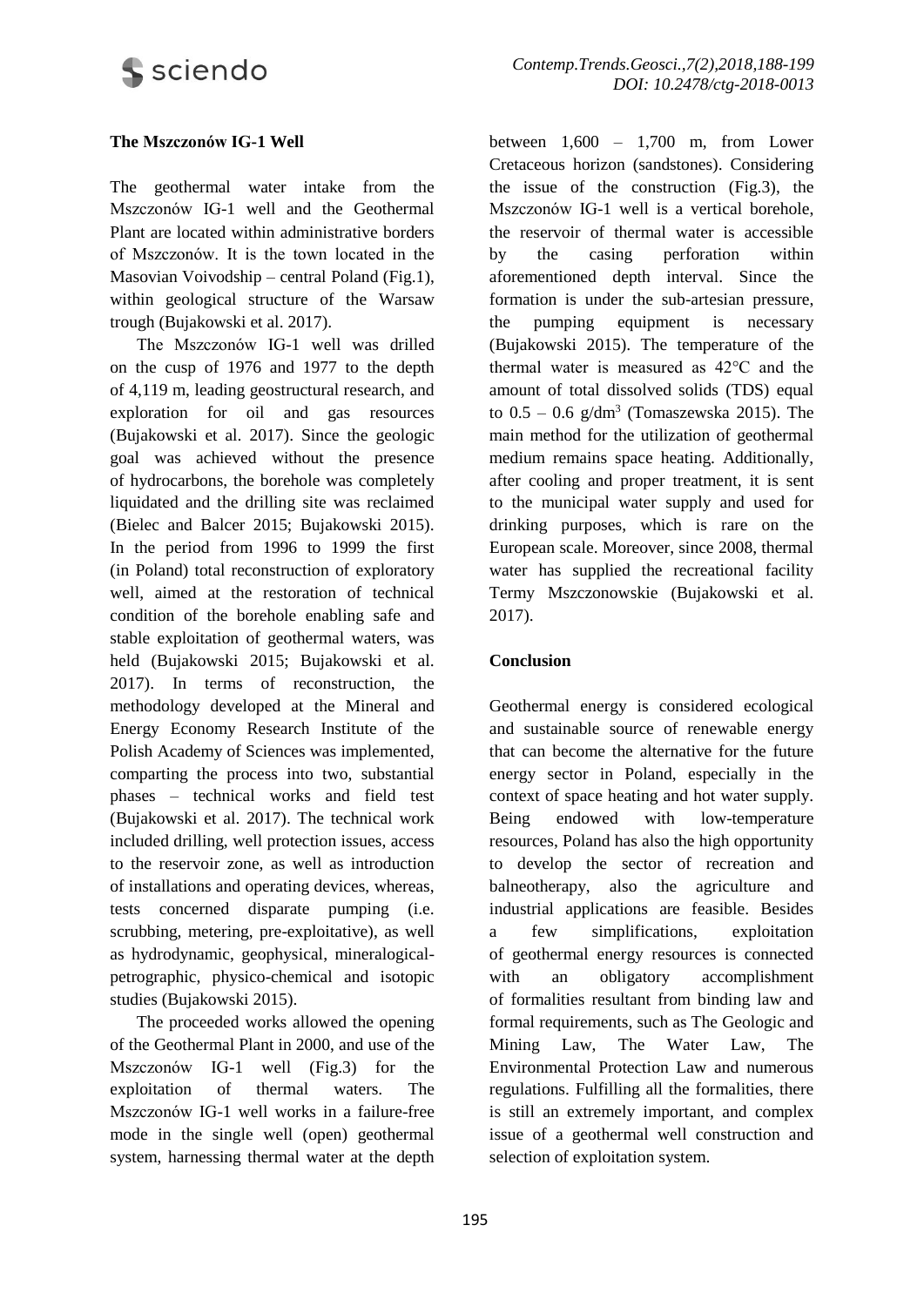### The Mszczonów IG-1 Well

The geothermal water intake from the Mszczonów IG-1 well and the Geothermal Plant are located within administrative borders of Mszczonów. It is the town located in the Masovian Voivodship – central Poland (Fig.1), within geological structure of the Warsaw trough (Bujakowski et al. 2017).

The Mszczonów IG-1 well was drilled on the cusp of 1976 and 1977 to the depth of 4,119 m, leading geostructural research, and exploration for oil and gas resources (Bujakowski et al. 2017). Since the geologic goal was achieved without the presence of hydrocarbons, the borehole was completely liquidated and the drilling site was reclaimed (Bielec and Balcer 2015; Bujakowski 2015). In the period from 1996 to 1999 the first (in Poland) total reconstruction of exploratory well, aimed at the restoration of technical condition of the borehole enabling safe and stable exploitation of geothermal waters, was held (Bujakowski 2015; Bujakowski et al. 2017). In terms of reconstruction, the methodology developed at the Mineral and Energy Economy Research Institute of the Polish Academy of Sciences was implemented, comparting the process into two, substantial phases – technical works and field test (Bujakowski et al. 2017). The technical work included drilling, well protection issues, access to the reservoir zone, as well as introduction of installations and operating devices, whereas, tests concerned disparate pumping (i.e. scrubbing, metering, pre-exploitative), as well as hydrodynamic, geophysical, mineralogical-petrographic, physico-chemical and isotopic studies (Bujakowski 2015).

The proceeded works allowed the opening of the Geothermal Plant in 2000, and use of the Mszczonów IG-1 well (Fig.3) for the exploitation of thermal waters. The Mszczonów IG-1 well works in a failure-free mode in the single well (open) geothermal system, harnessing thermal water at the depth between 1,600 – 1,700 m, from Lower Cretaceous horizon (sandstones). Considering the issue of the construction (Fig.3), the Mszczonów IG-1 well is a vertical borehole, the reservoir of thermal water is accessible by the casing perforation within aforementioned depth interval. Since the formation is under the sub-artesian pressure, the pumping equipment is necessary (Bujakowski 2015). The temperature of the thermal water is measured as 42°C and the amount of total dissolved solids (TDS) equal to 0.5 – 0.6 g/dm$^3$ (Tomaszewska 2015). The main method for the utilization of geothermal medium remains space heating. Additionally, after cooling and proper treatment, it is sent to the municipal water supply and used for drinking purposes, which is rare on the European scale. Moreover, since 2008, thermal water has supplied the recreational facility Termy Mszczonowskie (Bujakowski et al. 2017).

### Conclusion

Geothermal energy is considered ecological and sustainable source of renewable energy that can become the alternative for the future energy sector in Poland, especially in the context of space heating and hot water supply. Being endowed with low-temperature resources, Poland has also the high opportunity to develop the sector of recreation and balneotherapy, also the agriculture and industrial applications are feasible. Besides a few simplifications, exploitation of geothermal energy resources is connected with an obligatory accomplishment of formalities resultant from binding law and formal requirements, such as The Geologic and Mining Law, The Water Law, The Environmental Protection Law and numerous regulations. Fulfilling all the formalities, there is still an extremely important, and complex issue of a geothermal well construction and selection of exploitation system.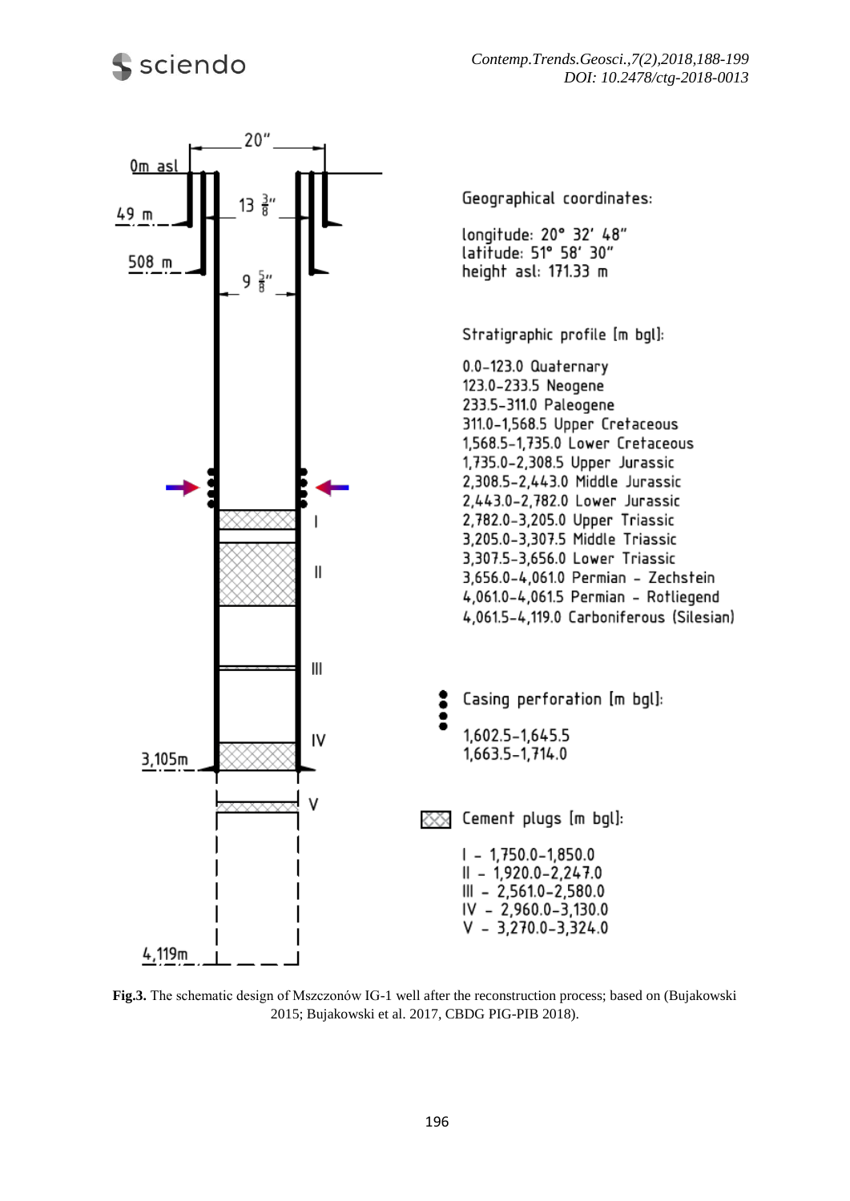20"

0m asl

49 m

508 m

13 3/8"

9 5/8"

I

II

III

IV

V

3,105m

4,119m

Geographical coordinates:

longitude: 20° 32′ 48″
latitude: 51° 58′ 30″
height asl: 171.33 m

Stratigraphic profile [m bgl]:

0.0–123.0 Quaternary
123.0–233.5 Neogene
233.5–311.0 Paleogene
311.0–1,568.5 Upper Cretaceous
1,568.5–1,735.0 Lower Cretaceous
1,735.0–2,308.5 Upper Jurassic
2,308.5–2,443.0 Middle Jurassic
2,443.0–2,782.0 Lower Jurassic
2,782.0–3,205.0 Upper Triassic
3,205.0–3,307.5 Middle Triassic
3,307.5–3,656.0 Lower Triassic
3,656.0–4,061.0 Permian – Zechstein
4,061.0–4,061.5 Permian – Rotliegend
4,061.5–4,119.0 Carboniferous (Silesian)

Casing perforation [m bgl]:

1,602.5–1,645.5
1,663.5–1,714.0

Cement plugs [m bgl]:

I – 1,750.0–1,850.0
II – 1,920.0–2,247.0
III – 2,561.0–2,580.0
IV – 2,960.0–3,130.0
V – 3,270.0–3,324.0

**Fig.3.** The schematic design of Mszczonów IG-1 well after the reconstruction process; based on (Bujakowski 2015; Bujakowski et al. 2017, CBDG PIG-PIB 2018).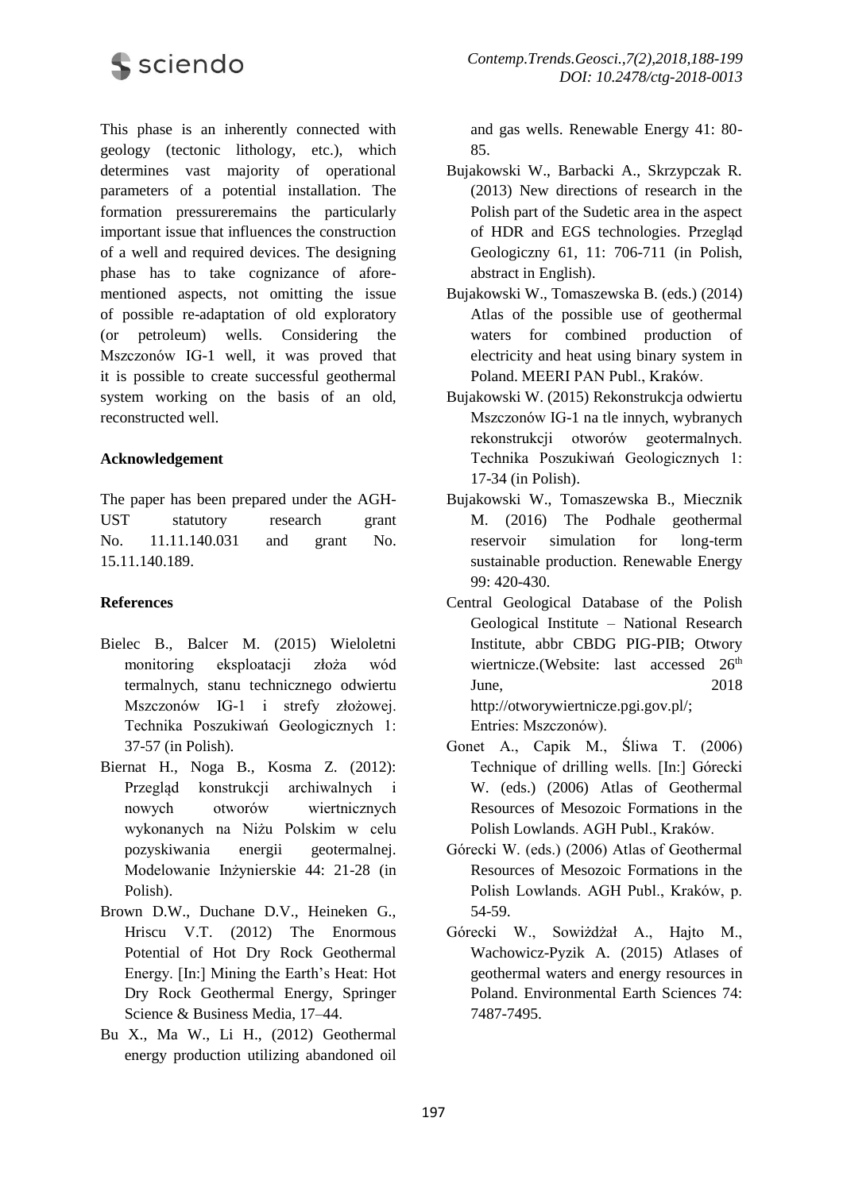This phase is an inherently connected with geology (tectonic lithology, etc.), which determines vast majority of operational parameters of a potential installation. The formation pressureremains the particularly important issue that influences the construction of a well and required devices. The designing phase has to take cognizance of afore-mentioned aspects, not omitting the issue of possible re-adaptation of old exploratory (or petroleum) wells. Considering the Mszczonów IG-1 well, it was proved that it is possible to create successful geothermal system working on the basis of an old, reconstructed well.

**Acknowledgement**

The paper has been prepared under the AGH-UST statutory research grant No. 11.11.140.031 and grant No. 15.11.140.189.

**References**

Bielec B., Balcer M. (2015) Wieloletni monitoring eksploatacji złoża wód termalnych, stanu technicznego odwiertu Mszczonów IG-1 i strefy złożowej. Technika Poszukiwań Geologicznych 1: 37-57 (in Polish).

Biernat H., Noga B., Kosma Z. (2012): Przegląd konstrukcji archiwalnych i nowych otworów wiertniczych wykonanych na Niżu Polskim w celu pozyskiwania energii geotermalnej. Modelowanie Inżynierskie 44: 21-28 (in Polish).

Brown D.W., Duchane D.V., Heineken G., Hriscu V.T. (2012) The Enormous Potential of Hot Dry Rock Geothermal Energy. [In:] Mining the Earth's Heat: Hot Dry Rock Geothermal Energy, Springer Science & Business Media, 17–44.

Bu X., Ma W., Li H., (2012) Geothermal energy production utilizing abandoned oil and gas wells. Renewable Energy 41: 80-85.

Bujakowski W., Barbacki A., Skrzypczak R. (2013) New directions of research in the Polish part of the Sudetic area in the aspect of HDR and EGS technologies. Przegląd Geologiczny 61, 11: 706-711 (in Polish, abstract in English).

Bujakowski W., Tomaszewska B. (eds.) (2014) Atlas of the possible use of geothermal waters for combined production of electricity and heat using binary system in Poland. MEERI PAN Publ., Kraków.

Bujakowski W. (2015) Rekonstrukcja odwiertu Mszczonów IG-1 na tle innych, wybranych rekonstrukcji otworów geotermalnych. Technika Poszukiwań Geologicznych 1: 17-34 (in Polish).

Bujakowski W., Tomaszewska B., Miecznik M. (2016) The Podhale geothermal reservoir simulation for long-term sustainable production. Renewable Energy 99: 420-430.

Central Geological Database of the Polish Geological Institute – National Research Institute, abbr CBDG PIG-PIB; Otwory wiertnicze.(Website: last accessed 26th June, 2018 http://otworywiertnicze.pgi.gov.pl/; Entries: Mszczonów).

Gonet A., Capik M., Śliwa T. (2006) Technique of drilling wells. [In:] Górecki W. (eds.) (2006) Atlas of Geothermal Resources of Mesozoic Formations in the Polish Lowlands. AGH Publ., Kraków.

Górecki W. (eds.) (2006) Atlas of Geothermal Resources of Mesozoic Formations in the Polish Lowlands. AGH Publ., Kraków, p. 54-59.

Górecki W., Sowiżdżał A., Hajto M., Wachowicz-Pyzik A. (2015) Atlases of geothermal waters and energy resources in Poland. Environmental Earth Sciences 74: 7487-7495.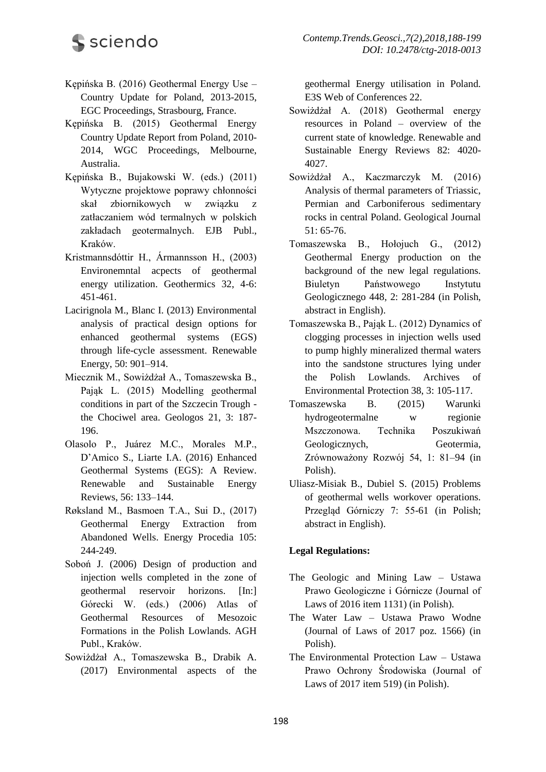Kępińska B. (2016) Geothermal Energy Use – Country Update for Poland, 2013-2015, EGC Proceedings, Strasbourg, France.

Kępińska B. (2015) Geothermal Energy Country Update Report from Poland, 2010-2014, WGC Proceedings, Melbourne, Australia.

Kępińska B., Bujakowski W. (eds.) (2011) Wytyczne projektowe poprawy chłonności skał zbiornikowych w związku z zatłaczaniem wód termalnych w polskich zakładach geotermalnych. EJB Publ., Kraków.

Kristmannsdóttir H., Ármannsson H., (2003) Environemntal acpects of geothermal energy utilization. Geothermics 32, 4-6: 451-461.

Lacirignola M., Blanc I. (2013) Environmental analysis of practical design options for enhanced geothermal systems (EGS) through life-cycle assessment. Renewable Energy, 50: 901–914.

Miecznik M., Sowiżdżał A., Tomaszewska B., Pająk L. (2015) Modelling geothermal conditions in part of the Szczecin Trough - the Chociwel area. Geologos 21, 3: 187-196.

Olasolo P., Juárez M.C., Morales M.P., D'Amico S., Liarte I.A. (2016) Enhanced Geothermal Systems (EGS): A Review. Renewable and Sustainable Energy Reviews, 56: 133–144.

Røksland M., Basmoen T.A., Sui D., (2017) Geothermal Energy Extraction from Abandoned Wells. Energy Procedia 105: 244-249.

Soboń J. (2006) Design of production and injection wells completed in the zone of geothermal reservoir horizons. [In:] Górecki W. (eds.) (2006) Atlas of Geothermal Resources of Mesozoic Formations in the Polish Lowlands. AGH Publ., Kraków.

Sowiżdżał A., Tomaszewska B., Drabik A. (2017) Environmental aspects of the geothermal Energy utilisation in Poland. E3S Web of Conferences 22.

Sowiżdżał A. (2018) Geothermal energy resources in Poland – overview of the current state of knowledge. Renewable and Sustainable Energy Reviews 82: 4020-4027.

Sowiżdżał A., Kaczmarczyk M. (2016) Analysis of thermal parameters of Triassic, Permian and Carboniferous sedimentary rocks in central Poland. Geological Journal 51: 65-76.

Tomaszewska B., Hołojuch G., (2012) Geothermal Energy production on the background of the new legal regulations. Biuletyn Państwowego Instytutu Geologicznego 448, 2: 281-284 (in Polish, abstract in English).

Tomaszewska B., Pająk L. (2012) Dynamics of clogging processes in injection wells used to pump highly mineralized thermal waters into the sandstone structures lying under the Polish Lowlands. Archives of Environmental Protection 38, 3: 105-117.

Tomaszewska B. (2015) Warunki hydrogeotermalne w regionie Mszczonowa. Technika Poszukiwań Geologicznych, Geotermia, Zrównoważony Rozwój 54, 1: 81–94 (in Polish).

Uliasz-Misiak B., Dubiel S. (2015) Problems of geothermal wells workover operations. Przegląd Górniczy 7: 55-61 (in Polish; abstract in English).

**Legal Regulations:**

The Geologic and Mining Law – Ustawa Prawo Geologiczne i Górnicze (Journal of Laws of 2016 item 1131) (in Polish).

The Water Law – Ustawa Prawo Wodne (Journal of Laws of 2017 poz. 1566) (in Polish).

The Environmental Protection Law – Ustawa Prawo Ochrony Środowiska (Journal of Laws of 2017 item 519) (in Polish).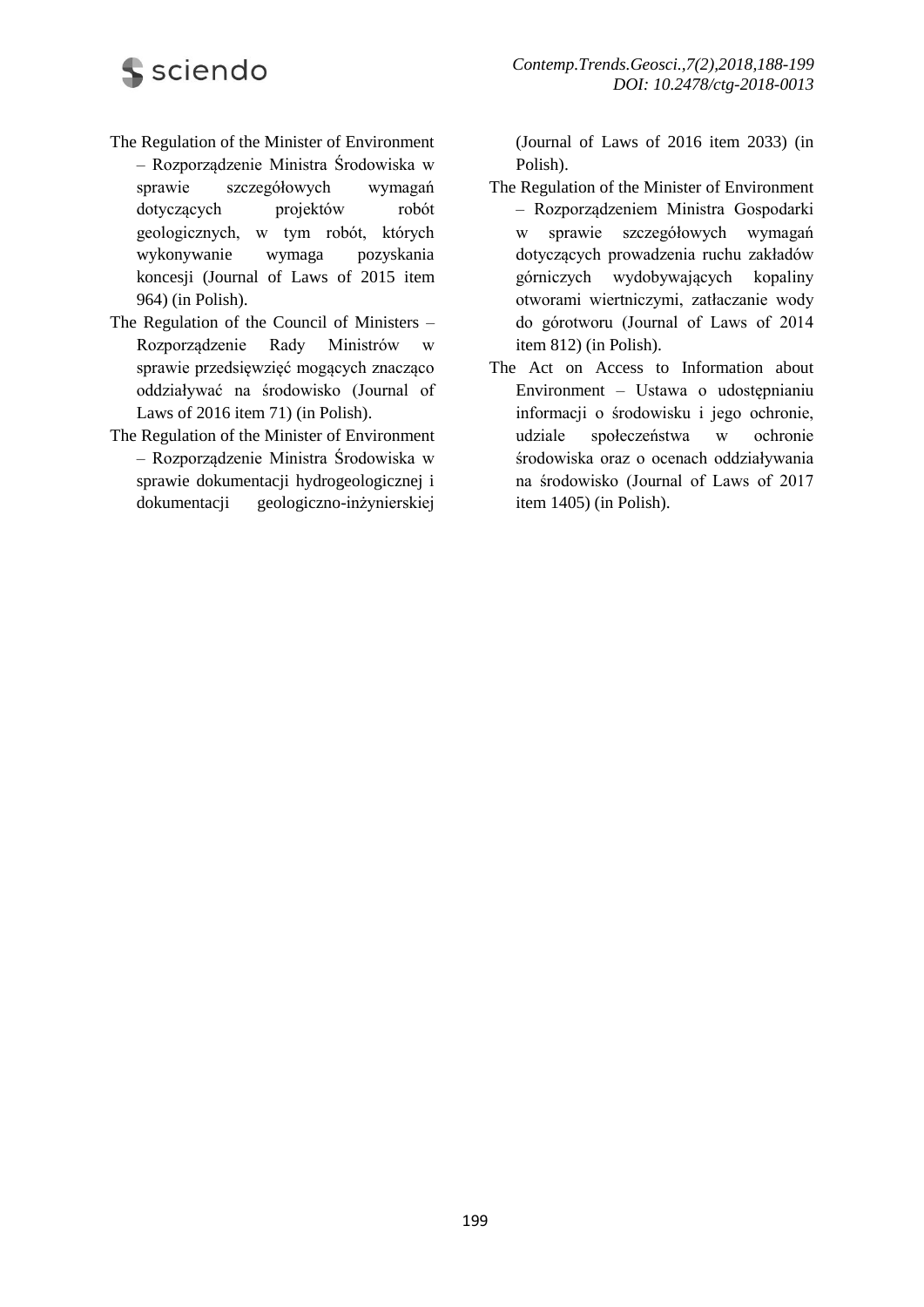The Regulation of the Minister of Environment – Rozporządzenie Ministra Środowiska w sprawie szczegółowych wymagań dotyczących projektów robót geologicznych, w tym robót, których wykonywanie wymaga pozyskania koncesji (Journal of Laws of 2015 item 964) (in Polish).

The Regulation of the Council of Ministers – Rozporządzenie Rady Ministrów w sprawie przedsięwzięć mogących znacząco oddziaływać na środowisko (Journal of Laws of 2016 item 71) (in Polish).

The Regulation of the Minister of Environment – Rozporządzenie Ministra Środowiska w sprawie dokumentacji hydrogeologicznej i dokumentacji geologiczno-inżynierskiej (Journal of Laws of 2016 item 2033) (in Polish).

The Regulation of the Minister of Environment – Rozporządzeniem Ministra Gospodarki w sprawie szczegółowych wymagań dotyczących prowadzenia ruchu zakładów górniczych wydobywających kopaliny otworami wiertniczymi, zatłaczanie wody do górotworu (Journal of Laws of 2014 item 812) (in Polish).

The Act on Access to Information about Environment – Ustawa o udostępnianiu informacji o środowisku i jego ochronie, udziale społeczeństwa w ochronie środowiska oraz o ocenach oddziaływania na środowisko (Journal of Laws of 2017 item 1405) (in Polish).